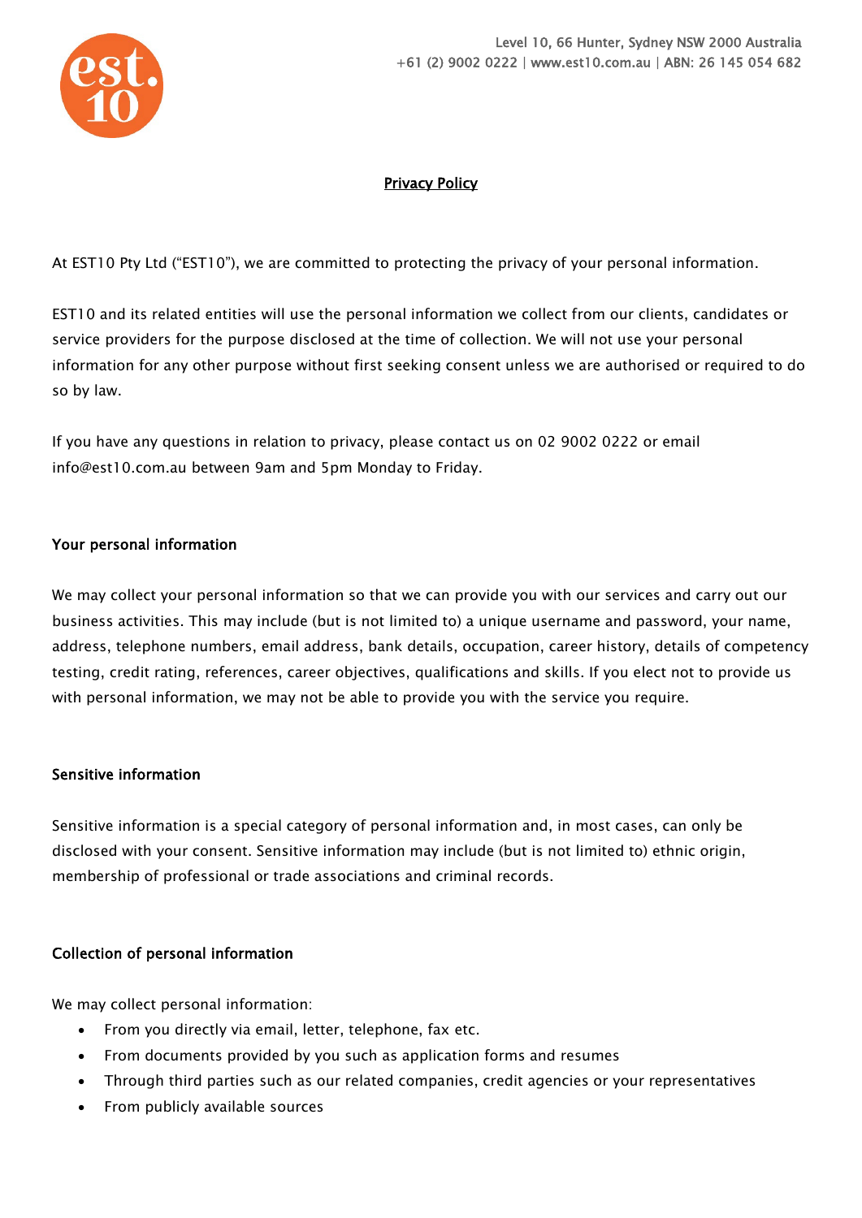Level 10, 66 Hunter, Sydney NSW 2000 Australia
+61 (2) 9002 0222 | www.est10.com.au | ABN: 26 145 054 682

# Privacy Policy

At EST10 Pty Ltd ("EST10"), we are committed to protecting the privacy of your personal information.

EST10 and its related entities will use the personal information we collect from our clients, candidates or service providers for the purpose disclosed at the time of collection. We will not use your personal information for any other purpose without first seeking consent unless we are authorised or required to do so by law.

If you have any questions in relation to privacy, please contact us on 02 9002 0222 or email info@est10.com.au between 9am and 5pm Monday to Friday.

## Your personal information

We may collect your personal information so that we can provide you with our services and carry out our business activities. This may include (but is not limited to) a unique username and password, your name, address, telephone numbers, email address, bank details, occupation, career history, details of competency testing, credit rating, references, career objectives, qualifications and skills. If you elect not to provide us with personal information, we may not be able to provide you with the service you require.

## Sensitive information

Sensitive information is a special category of personal information and, in most cases, can only be disclosed with your consent. Sensitive information may include (but is not limited to) ethnic origin, membership of professional or trade associations and criminal records.

## Collection of personal information

We may collect personal information:

- From you directly via email, letter, telephone, fax etc.
- From documents provided by you such as application forms and resumes
- Through third parties such as our related companies, credit agencies or your representatives
- From publicly available sources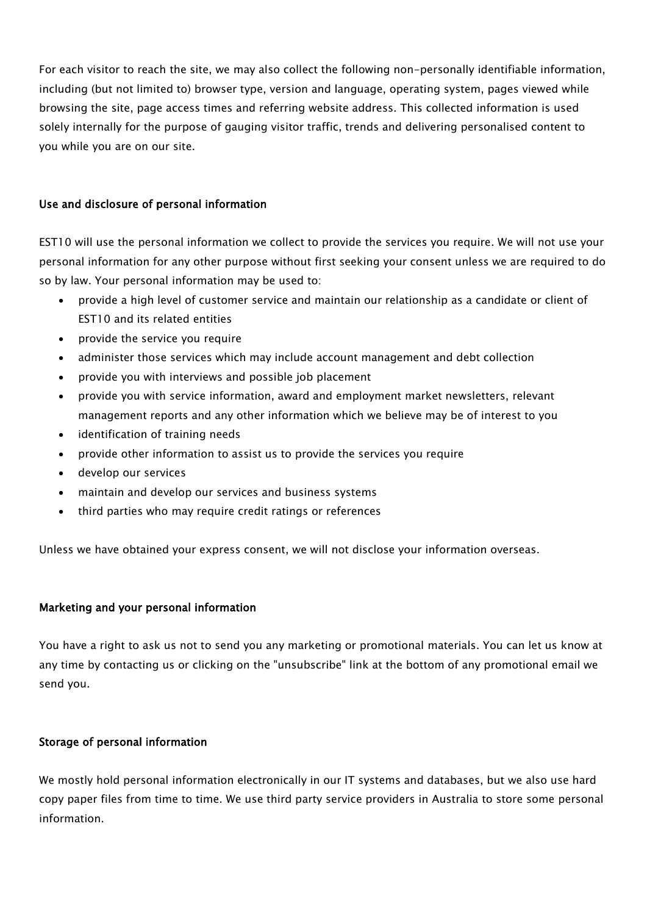For each visitor to reach the site, we may also collect the following non-personally identifiable information, including (but not limited to) browser type, version and language, operating system, pages viewed while browsing the site, page access times and referring website address. This collected information is used solely internally for the purpose of gauging visitor traffic, trends and delivering personalised content to you while you are on our site.

## Use and disclosure of personal information

EST10 will use the personal information we collect to provide the services you require. We will not use your personal information for any other purpose without first seeking your consent unless we are required to do so by law. Your personal information may be used to:

- provide a high level of customer service and maintain our relationship as a candidate or client of EST10 and its related entities
- provide the service you require
- administer those services which may include account management and debt collection
- provide you with interviews and possible job placement
- provide you with service information, award and employment market newsletters, relevant management reports and any other information which we believe may be of interest to you
- identification of training needs
- provide other information to assist us to provide the services you require
- develop our services
- maintain and develop our services and business systems
- third parties who may require credit ratings or references

Unless we have obtained your express consent, we will not disclose your information overseas.

## Marketing and your personal information

You have a right to ask us not to send you any marketing or promotional materials. You can let us know at any time by contacting us or clicking on the "unsubscribe" link at the bottom of any promotional email we send you.

## Storage of personal information

We mostly hold personal information electronically in our IT systems and databases, but we also use hard copy paper files from time to time. We use third party service providers in Australia to store some personal information.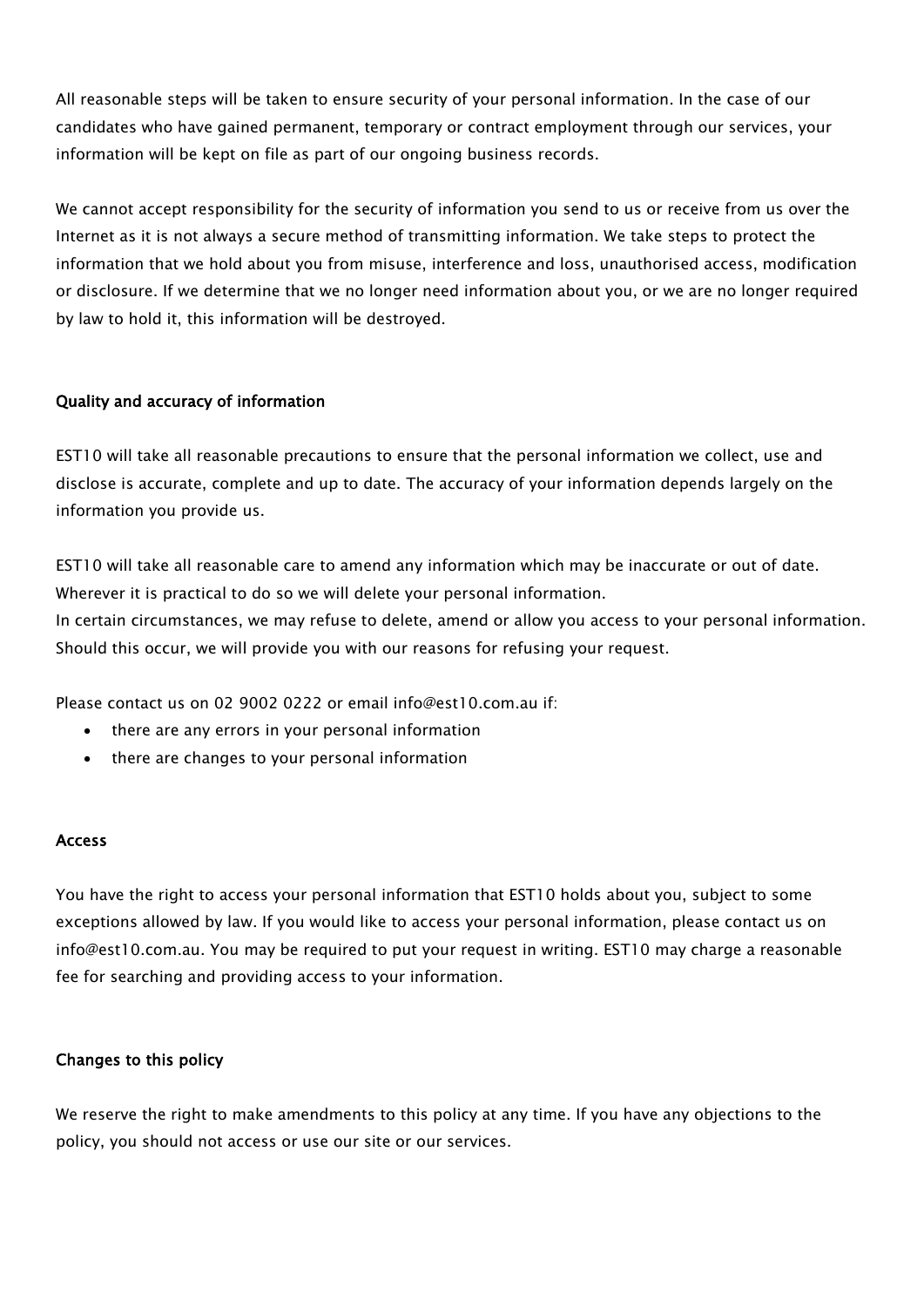All reasonable steps will be taken to ensure security of your personal information. In the case of our candidates who have gained permanent, temporary or contract employment through our services, your information will be kept on file as part of our ongoing business records.

We cannot accept responsibility for the security of information you send to us or receive from us over the Internet as it is not always a secure method of transmitting information. We take steps to protect the information that we hold about you from misuse, interference and loss, unauthorised access, modification or disclosure. If we determine that we no longer need information about you, or we are no longer required by law to hold it, this information will be destroyed.

## Quality and accuracy of information

EST10 will take all reasonable precautions to ensure that the personal information we collect, use and disclose is accurate, complete and up to date. The accuracy of your information depends largely on the information you provide us.

EST10 will take all reasonable care to amend any information which may be inaccurate or out of date. Wherever it is practical to do so we will delete your personal information.
In certain circumstances, we may refuse to delete, amend or allow you access to your personal information. Should this occur, we will provide you with our reasons for refusing your request.

Please contact us on 02 9002 0222 or email info@est10.com.au if:

- there are any errors in your personal information
- there are changes to your personal information

## Access

You have the right to access your personal information that EST10 holds about you, subject to some exceptions allowed by law. If you would like to access your personal information, please contact us on info@est10.com.au. You may be required to put your request in writing. EST10 may charge a reasonable fee for searching and providing access to your information.

## Changes to this policy

We reserve the right to make amendments to this policy at any time. If you have any objections to the policy, you should not access or use our site or our services.